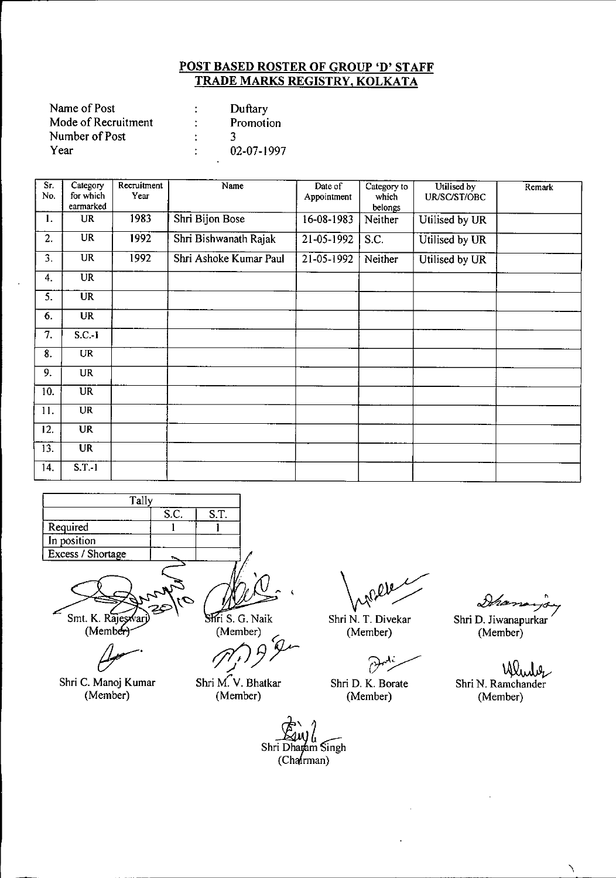## POST BASED ROSTER OF GROUP 'D' STAFF
## TRADE MARKS REGISTRY, KOLKATA

Name of Post : Duftary
Mode of Recruitment : Promotion
Number of Post : 3
Year : 02-07-1997

| Sr. No. | Category for which earmarked | Recruitment Year | Name | Date of Appointment | Category to which belongs | Utilised by UR/SC/ST/OBC | Remark |
|---|---|---|---|---|---|---|---|
| 1. | UR | 1983 | Shri Bijon Bose | 16-08-1983 | Neither | Utilised by UR | |
| 2. | UR | 1992 | Shri Bishwanath Rajak | 21-05-1992 | S.C. | Utilised by UR | |
| 3. | UR | 1992 | Shri Ashoke Kumar Paul | 21-05-1992 | Neither | Utilised by UR | |
| 4. | UR | | | | | | |
| 5. | UR | | | | | | |
| 6. | UR | | | | | | |
| 7. | S.C.-1 | | | | | | |
| 8. | UR | | | | | | |
| 9. | UR | | | | | | |
| 10. | UR | | | | | | |
| 11. | UR | | | | | | |
| 12. | UR | | | | | | |
| 13. | UR | | | | | | |
| 14. | S.T.-1 | | | | | | |

| Tally | | |
|---|---|---|
| | S.C. | S.T. |
| Required | 1 | 1 |
| In position | | |
| Excess / Shortage | | |

Smt. K. Rajeswari (Member) | Shri S. G. Naik (Member) | Shri N. T. Divekar (Member) | Shri D. Jiwanapurkar (Member)

Shri C. Manoj Kumar (Member) | Shri M. V. Bhatkar (Member) | Shri D. K. Borate (Member) | Shri N. Ramchander (Member)

Shri Dharam Singh (Chairman)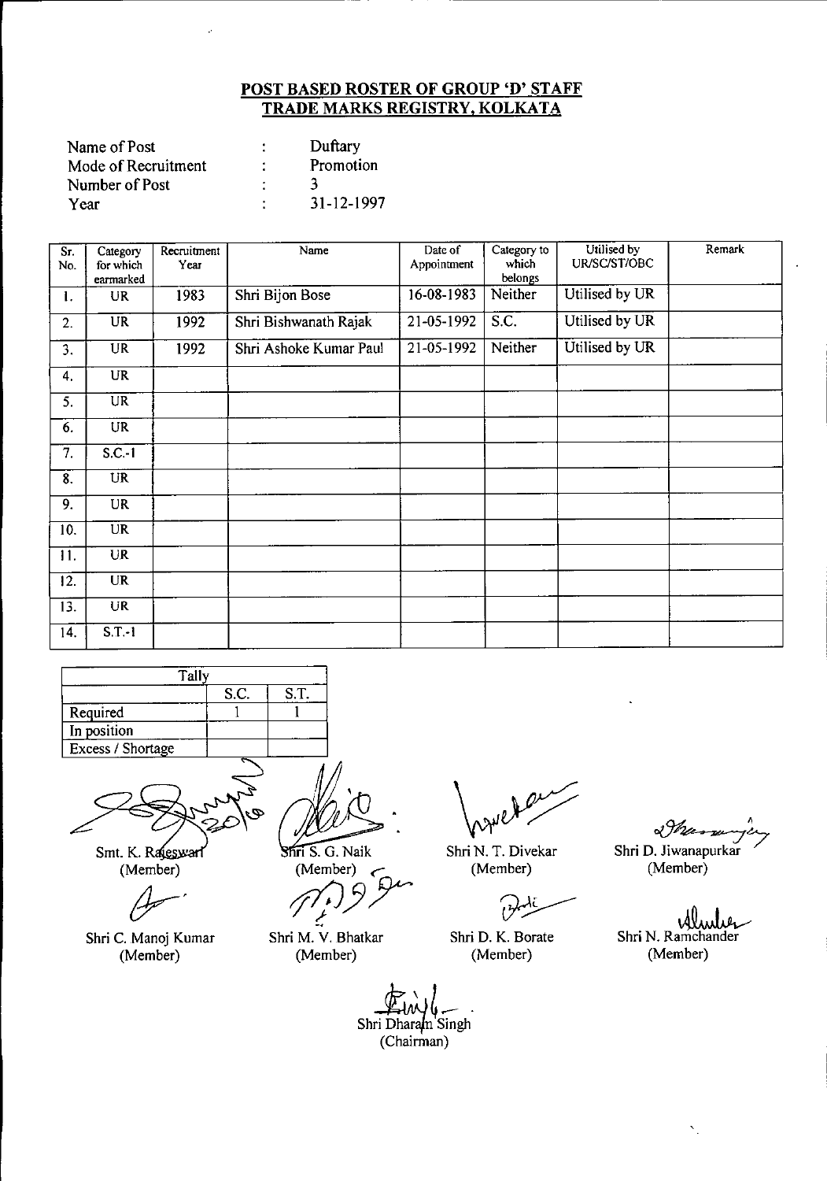## POST BASED ROSTER OF GROUP 'D' STAFF
## TRADE MARKS REGISTRY, KOLKATA

| | | |
|---|---|---|
| Name of Post | : | Duftary |
| Mode of Recruitment | : | Promotion |
| Number of Post | : | 3 |
| Year | : | 31-12-1997 |

| Sr. No. | Category for which earmarked | Recruitment Year | Name | Date of Appointment | Category to which belongs | Utilised by UR/SC/ST/OBC | Remark |
|---|---|---|---|---|---|---|---|
| 1. | UR | 1983 | Shri Bijon Bose | 16-08-1983 | Neither | Utilised by UR | |
| 2. | UR | 1992 | Shri Bishwanath Rajak | 21-05-1992 | S.C. | Utilised by UR | |
| 3. | UR | 1992 | Shri Ashoke Kumar Paul | 21-05-1992 | Neither | Utilised by UR | |
| 4. | UR | | | | | | |
| 5. | UR | | | | | | |
| 6. | UR | | | | | | |
| 7. | S.C.-1 | | | | | | |
| 8. | UR | | | | | | |
| 9. | UR | | | | | | |
| 10. | UR | | | | | | |
| 11. | UR | | | | | | |
| 12. | UR | | | | | | |
| 13. | UR | | | | | | |
| 14. | S.T.-1 | | | | | | |

| Tally | | |
|---|---|---|
| | S.C. | S.T. |
| Required | 1 | 1 |
| In position | | |
| Excess / Shortage | | |

Smt. K. Rajeswari (Member) | Shri S. G. Naik (Member) | Shri N. T. Divekar (Member) | Shri D. Jiwanapurkar (Member)

Shri C. Manoj Kumar (Member) | Shri M. V. Bhatkar (Member) | Shri D. K. Borate (Member) | Shri N. Ramchander (Member)

Shri Dharam Singh (Chairman)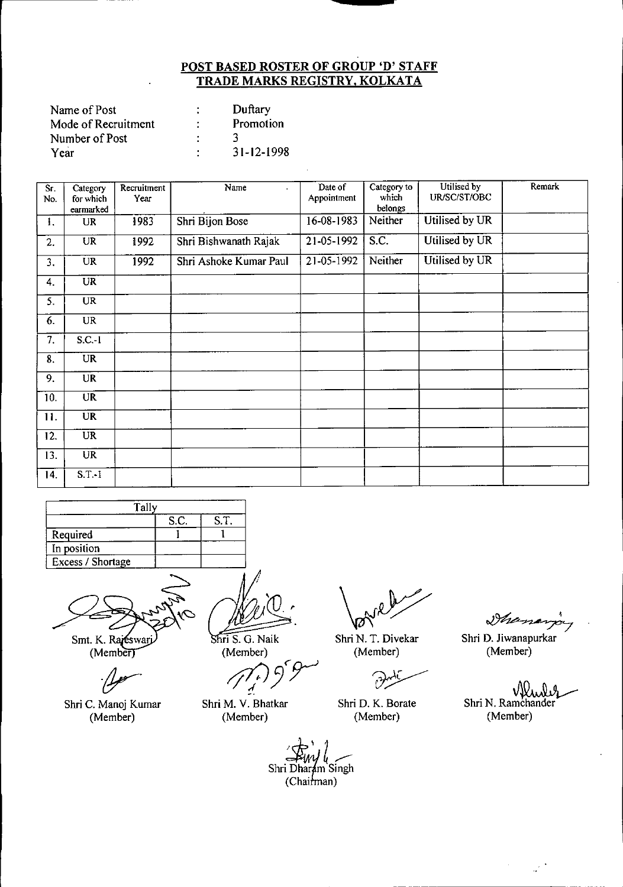## POST BASED ROSTER OF GROUP 'D' STAFF
## TRADE MARKS REGISTRY, KOLKATA

| | | |
|---|---|---|
| Name of Post | : | Duftary |
| Mode of Recruitment | : | Promotion |
| Number of Post | : | 3 |
| Year | : | 31-12-1998 |

| Sr. No. | Category for which earmarked | Recruitment Year | Name | Date of Appointment | Category to which belongs | Utilised by UR/SC/ST/OBC | Remark |
|---|---|---|---|---|---|---|---|
| 1. | UR | 1983 | Shri Bijon Bose | 16-08-1983 | Neither | Utilised by UR | |
| 2. | UR | 1992 | Shri Bishwanath Rajak | 21-05-1992 | S.C. | Utilised by UR | |
| 3. | UR | 1992 | Shri Ashoke Kumar Paul | 21-05-1992 | Neither | Utilised by UR | |
| 4. | UR | | | | | | |
| 5. | UR | | | | | | |
| 6. | UR | | | | | | |
| 7. | S.C.-1 | | | | | | |
| 8. | UR | | | | | | |
| 9. | UR | | | | | | |
| 10. | UR | | | | | | |
| 11. | UR | | | | | | |
| 12. | UR | | | | | | |
| 13. | UR | | | | | | |
| 14. | S.T.-1 | | | | | | |

| Tally | | |
|---|---|---|
| | S.C. | S.T. |
| Required | 1 | 1 |
| In position | | |
| Excess / Shortage | | |

Smt. K. Rajeswari (Member)

Shri S. G. Naik (Member)

Shri N. T. Divekar (Member)

Shri D. Jiwanapurkar (Member)

Shri C. Manoj Kumar (Member)

Shri M. V. Bhatkar (Member)

Shri D. K. Borate (Member)

Shri N. Ramchander (Member)

Shri Dharam Singh (Chairman)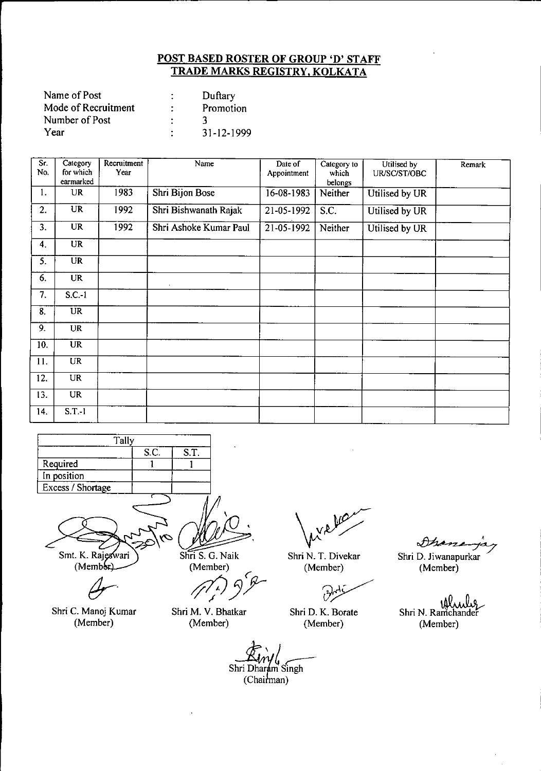**POST BASED ROSTER OF GROUP 'D' STAFF**
**TRADE MARKS REGISTRY, KOLKATA**

| | | |
|---|---|---|
| Name of Post | : | Duftary |
| Mode of Recruitment | : | Promotion |
| Number of Post | : | 3 |
| Year | : | 31-12-1999 |

| Sr. No. | Category for which earmarked | Recruitment Year | Name | Date of Appointment | Category to which belongs | Utilised by UR/SC/ST/OBC | Remark |
|---|---|---|---|---|---|---|---|
| 1. | UR | 1983 | Shri Bijon Bose | 16-08-1983 | Neither | Utilised by UR | |
| 2. | UR | 1992 | Shri Bishwanath Rajak | 21-05-1992 | S.C. | Utilised by UR | |
| 3. | UR | 1992 | Shri Ashoke Kumar Paul | 21-05-1992 | Neither | Utilised by UR | |
| 4. | UR | | | | | | |
| 5. | UR | | | | | | |
| 6. | UR | | | | | | |
| 7. | S.C.-1 | | | | | | |
| 8. | UR | | | | | | |
| 9. | UR | | | | | | |
| 10. | UR | | | | | | |
| 11. | UR | | | | | | |
| 12. | UR | | | | | | |
| 13. | UR | | | | | | |
| 14. | S.T.-1 | | | | | | |

| Tally | | |
|---|---|---|
| | S.C. | S.T. |
| Required | 1 | 1 |
| In position | | |
| Excess / Shortage | | |

Smt. K. Rajeswari (Member) | Shri S. G. Naik (Member) | Shri N. T. Divekar (Member) | Shri D. Jiwanapurkar (Member)

Shri C. Manoj Kumar (Member) | Shri M. V. Bhatkar (Member) | Shri D. K. Borate (Member) | Shri N. Ramchander (Member)

Shri Dharam Singh (Chairman)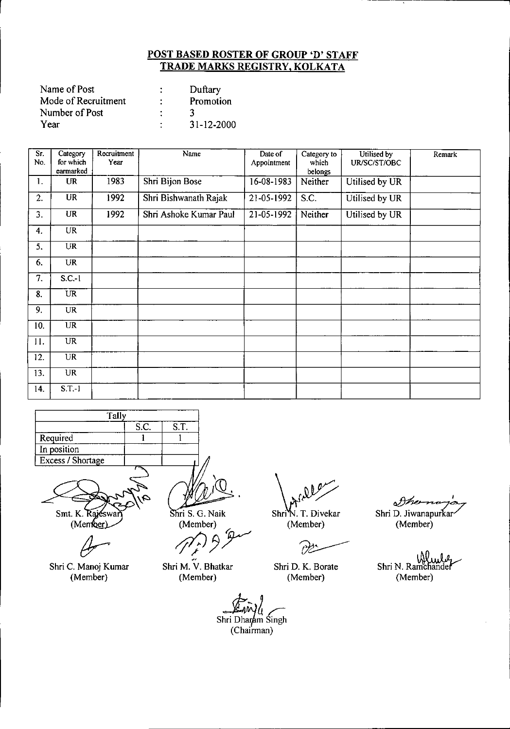## POST BASED ROSTER OF GROUP 'D' STAFF
## TRADE MARKS REGISTRY, KOLKATA

| | | |
|---|---|---|
| Name of Post | : | Duftary |
| Mode of Recruitment | : | Promotion |
| Number of Post | : | 3 |
| Year | : | 31-12-2000 |

| Sr. No. | Category for which earmarked | Recruitment Year | Name | Date of Appointment | Category to which belongs | Utilised by UR/SC/ST/OBC | Remark |
|---|---|---|---|---|---|---|---|
| 1. | UR | 1983 | Shri Bijon Bose | 16-08-1983 | Neither | Utilised by UR | |
| 2. | UR | 1992 | Shri Bishwanath Rajak | 21-05-1992 | S.C. | Utilised by UR | |
| 3. | UR | 1992 | Shri Ashoke Kumar Paul | 21-05-1992 | Neither | Utilised by UR | |
| 4. | UR | | | | | | |
| 5. | UR | | | | | | |
| 6. | UR | | | | | | |
| 7. | S.C.-1 | | | | | | |
| 8. | UR | | | | | | |
| 9. | UR | | | | | | |
| 10. | UR | | | | | | |
| 11. | UR | | | | | | |
| 12. | UR | | | | | | |
| 13. | UR | | | | | | |
| 14. | S.T.-1 | | | | | | |

| Tally | | |
|---|---|---|
| | S.C. | S.T. |
| Required | 1 | 1 |
| In position | | |
| Excess / Shortage | | |

Smt. K. Rajeswari (Member)

Shri S. G. Naik (Member)

Shri N. T. Divekar (Member)

Shri D. Jiwanapurkar (Member)

Shri C. Manoj Kumar (Member)

Shri M. V. Bhatkar (Member)

Shri D. K. Borate (Member)

Shri N. Ramchander (Member)

Shri Dharam Singh (Chairman)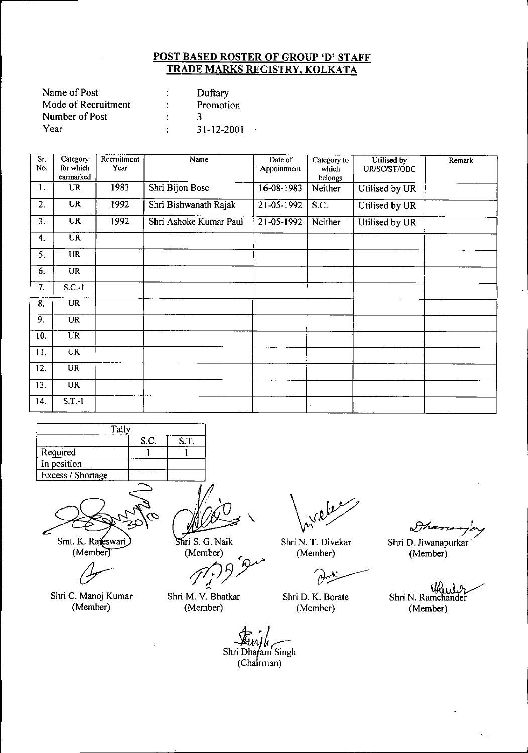**POST BASED ROSTER OF GROUP 'D' STAFF**
**TRADE MARKS REGISTRY, KOLKATA**

Name of Post : Duftary
Mode of Recruitment : Promotion
Number of Post : 3
Year : 31-12-2001

| Sr. No. | Category for which earmarked | Recruitment Year | Name | Date of Appointment | Category to which belongs | Utilised by UR/SC/ST/OBC | Remark |
|---|---|---|---|---|---|---|---|
| 1. | UR | 1983 | Shri Bijon Bose | 16-08-1983 | Neither | Utilised by UR | |
| 2. | UR | 1992 | Shri Bishwanath Rajak | 21-05-1992 | S.C. | Utilised by UR | |
| 3. | UR | 1992 | Shri Ashoke Kumar Paul | 21-05-1992 | Neither | Utilised by UR | |
| 4. | UR | | | | | | |
| 5. | UR | | | | | | |
| 6. | UR | | | | | | |
| 7. | S.C.-1 | | | | | | |
| 8. | UR | | | | | | |
| 9. | UR | | | | | | |
| 10. | UR | | | | | | |
| 11. | UR | | | | | | |
| 12. | UR | | | | | | |
| 13. | UR | | | | | | |
| 14. | S.T.-1 | | | | | | |

| Tally | S.C. | S.T. |
|---|---|---|
| Required | 1 | 1 |
| In position | | |
| Excess / Shortage | | |

Smt. K. Rajeswari (Member)

Shri S. G. Naik (Member)

Shri N. T. Divekar (Member)

Shri D. Jiwanapurkar (Member)

Shri C. Manoj Kumar (Member)

Shri M. V. Bhatkar (Member)

Shri D. K. Borate (Member)

Shri N. Ramchander (Member)

Shri Dharam Singh (Chairman)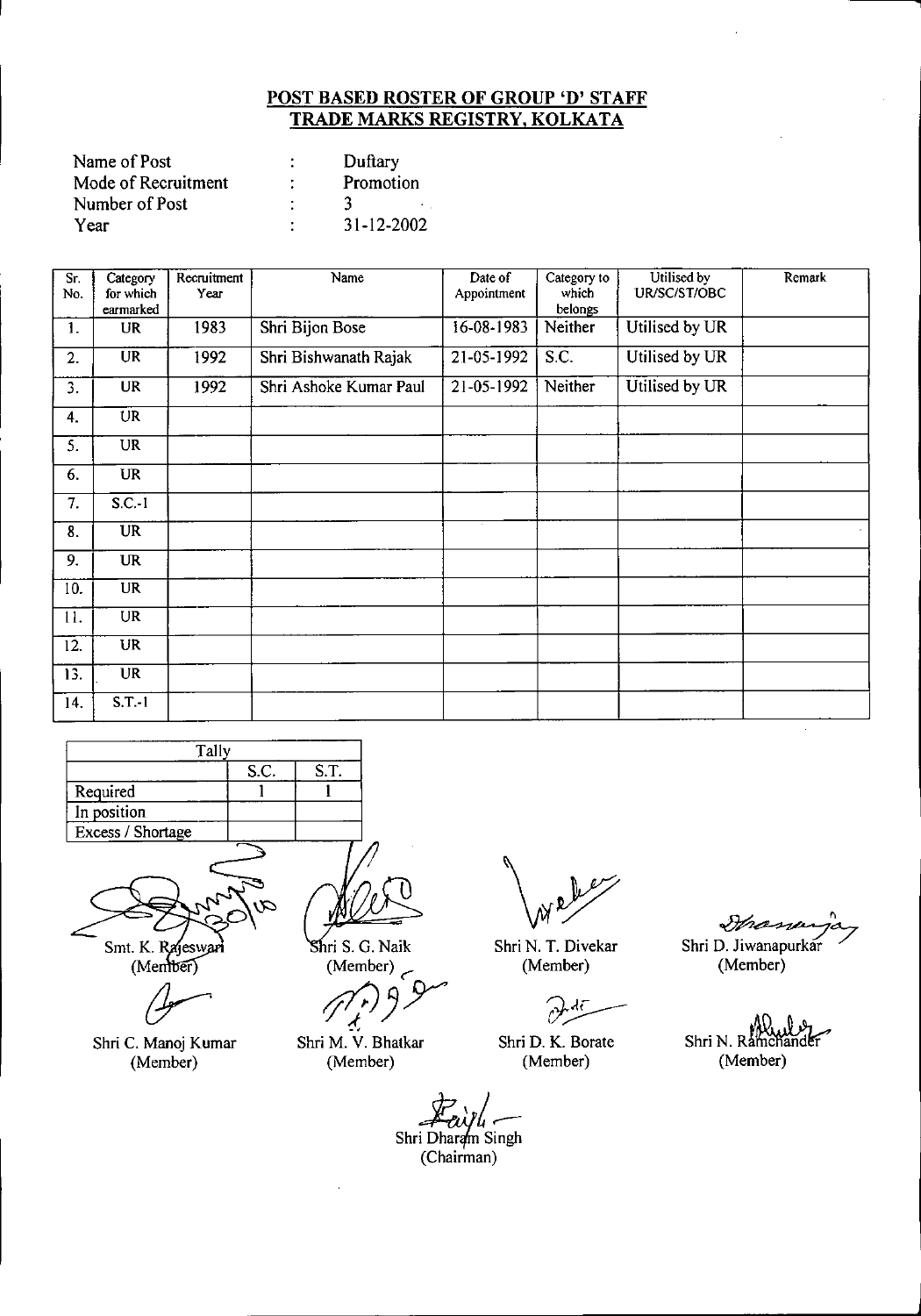## POST BASED ROSTER OF GROUP 'D' STAFF
## TRADE MARKS REGISTRY, KOLKATA

| | | |
|---|---|---|
| Name of Post | : | Duftary |
| Mode of Recruitment | : | Promotion |
| Number of Post | : | 3 |
| Year | : | 31-12-2002 |

| Sr. No. | Category for which earmarked | Recruitment Year | Name | Date of Appointment | Category to which belongs | Utilised by UR/SC/ST/OBC | Remark |
|---|---|---|---|---|---|---|---|
| 1. | UR | 1983 | Shri Bijon Bose | 16-08-1983 | Neither | Utilised by UR | |
| 2. | UR | 1992 | Shri Bishwanath Rajak | 21-05-1992 | S.C. | Utilised by UR | |
| 3. | UR | 1992 | Shri Ashoke Kumar Paul | 21-05-1992 | Neither | Utilised by UR | |
| 4. | UR | | | | | | |
| 5. | UR | | | | | | |
| 6. | UR | | | | | | |
| 7. | S.C.-1 | | | | | | |
| 8. | UR | | | | | | |
| 9. | UR | | | | | | |
| 10. | UR | | | | | | |
| 11. | UR | | | | | | |
| 12. | UR | | | | | | |
| 13. | UR | | | | | | |
| 14. | S.T.-1 | | | | | | |

| Tally | | |
|---|---|---|
| | S.C. | S.T. |
| Required | 1 | 1 |
| In position | | |
| Excess / Shortage | | |

Smt. K. Rajeswari (Member) | Shri S. G. Naik (Member) | Shri N. T. Divekar (Member) | Shri D. Jiwanapurkar (Member)

Shri C. Manoj Kumar (Member) | Shri M. V. Bhatkar (Member) | Shri D. K. Borate (Member) | Shri N. Ramchander (Member)

Shri Dharam Singh (Chairman)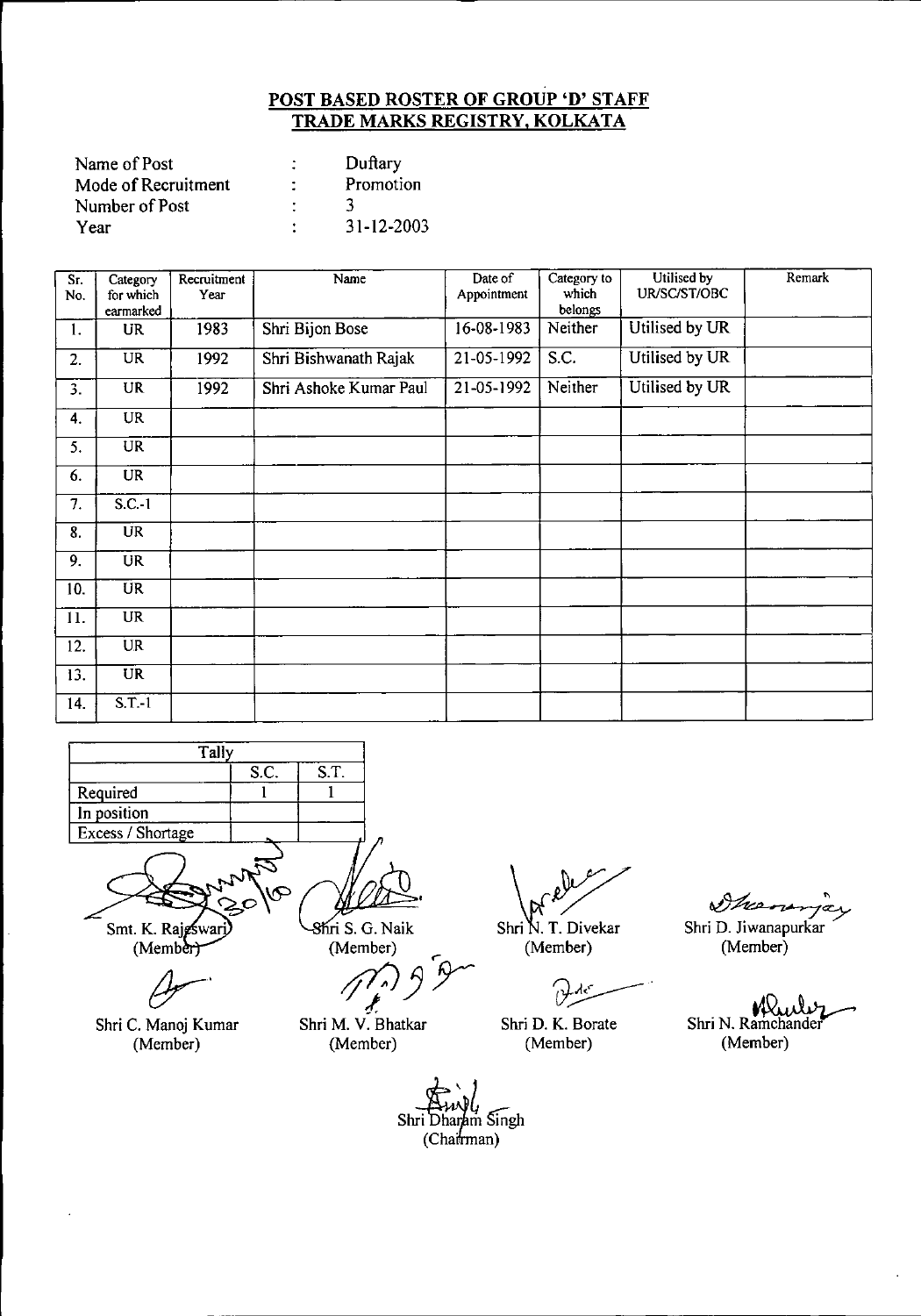## POST BASED ROSTER OF GROUP 'D' STAFF
## TRADE MARKS REGISTRY, KOLKATA

| | | |
|---|---|---|
| Name of Post | : | Duftary |
| Mode of Recruitment | : | Promotion |
| Number of Post | : | 3 |
| Year | : | 31-12-2003 |

| Sr. No. | Category for which earmarked | Recruitment Year | Name | Date of Appointment | Category to which belongs | Utilised by UR/SC/ST/OBC | Remark |
|---|---|---|---|---|---|---|---|
| 1. | UR | 1983 | Shri Bijon Bose | 16-08-1983 | Neither | Utilised by UR | |
| 2. | UR | 1992 | Shri Bishwanath Rajak | 21-05-1992 | S.C. | Utilised by UR | |
| 3. | UR | 1992 | Shri Ashoke Kumar Paul | 21-05-1992 | Neither | Utilised by UR | |
| 4. | UR | | | | | | |
| 5. | UR | | | | | | |
| 6. | UR | | | | | | |
| 7. | S.C.-1 | | | | | | |
| 8. | UR | | | | | | |
| 9. | UR | | | | | | |
| 10. | UR | | | | | | |
| 11. | UR | | | | | | |
| 12. | UR | | | | | | |
| 13. | UR | | | | | | |
| 14. | S.T.-1 | | | | | | |

| Tally | | |
|---|---|---|
| | S.C. | S.T. |
| Required | 1 | 1 |
| In position | | |
| Excess / Shortage | | |

Smt. K. Rajeswari (Member) | Shri S. G. Naik (Member) | Shri N. T. Divekar (Member) | Shri D. Jiwanapurkar (Member)

Shri C. Manoj Kumar (Member) | Shri M. V. Bhatkar (Member) | Shri D. K. Borate (Member) | Shri N. Ramchander (Member)

Shri Dharam Singh (Chairman)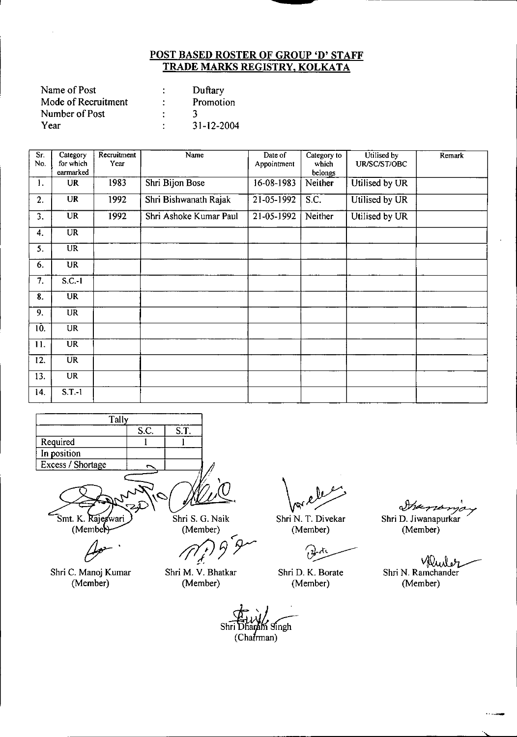## POST BASED ROSTER OF GROUP 'D' STAFF
## TRADE MARKS REGISTRY, KOLKATA

| | | |
|---|---|---|
| Name of Post | : | Duftary |
| Mode of Recruitment | : | Promotion |
| Number of Post | : | 3 |
| Year | : | 31-12-2004 |

| Sr. No. | Category for which earmarked | Recruitment Year | Name | Date of Appointment | Category to which belongs | Utilised by UR/SC/ST/OBC | Remark |
|---|---|---|---|---|---|---|---|
| 1. | UR | 1983 | Shri Bijon Bose | 16-08-1983 | Neither | Utilised by UR | |
| 2. | UR | 1992 | Shri Bishwanath Rajak | 21-05-1992 | S.C. | Utilised by UR | |
| 3. | UR | 1992 | Shri Ashoke Kumar Paul | 21-05-1992 | Neither | Utilised by UR | |
| 4. | UR | | | | | | |
| 5. | UR | | | | | | |
| 6. | UR | | | | | | |
| 7. | S.C.-1 | | | | | | |
| 8. | UR | | | | | | |
| 9. | UR | | | | | | |
| 10. | UR | | | | | | |
| 11. | UR | | | | | | |
| 12. | UR | | | | | | |
| 13. | UR | | | | | | |
| 14. | S.T.-1 | | | | | | |

| Tally | S.C. | S.T. |
|---|---|---|
| Required | 1 | 1 |
| In position | | |
| Excess / Shortage | | |

Smt. K. Rajeswari (Member)

Shri S. G. Naik (Member)

Shri N. T. Divekar (Member)

Shri D. Jiwanapurkar (Member)

Shri C. Manoj Kumar (Member)

Shri M. V. Bhatkar (Member)

Shri D. K. Borate (Member)

Shri N. Ramchander (Member)

Shri Dharam Singh (Chairman)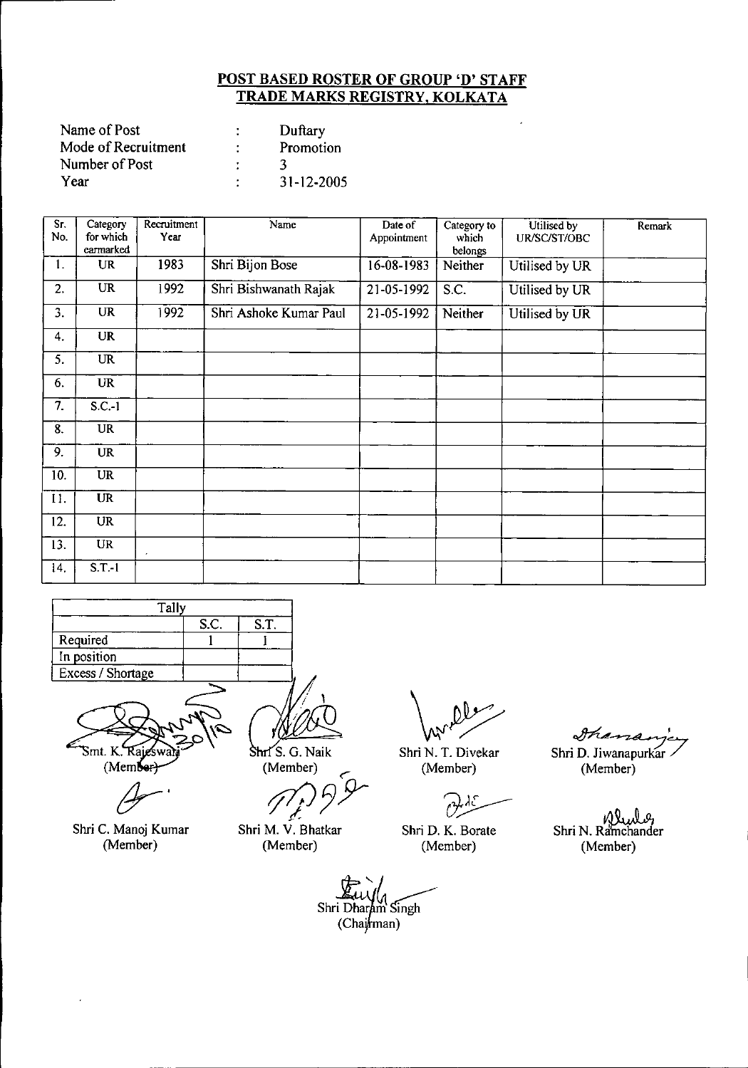## POST BASED ROSTER OF GROUP 'D' STAFF
## TRADE MARKS REGISTRY, KOLKATA

| | | |
|---|---|---|
| Name of Post | : | Duftary |
| Mode of Recruitment | : | Promotion |
| Number of Post | : | 3 |
| Year | : | 31-12-2005 |

| Sr. No. | Category for which earmarked | Recruitment Year | Name | Date of Appointment | Category to which belongs | Utilised by UR/SC/ST/OBC | Remark |
|---|---|---|---|---|---|---|---|
| 1. | UR | 1983 | Shri Bijon Bose | 16-08-1983 | Neither | Utilised by UR | |
| 2. | UR | 1992 | Shri Bishwanath Rajak | 21-05-1992 | S.C. | Utilised by UR | |
| 3. | UR | 1992 | Shri Ashoke Kumar Paul | 21-05-1992 | Neither | Utilised by UR | |
| 4. | UR | | | | | | |
| 5. | UR | | | | | | |
| 6. | UR | | | | | | |
| 7. | S.C.-1 | | | | | | |
| 8. | UR | | | | | | |
| 9. | UR | | | | | | |
| 10. | UR | | | | | | |
| 11. | UR | | | | | | |
| 12. | UR | | | | | | |
| 13. | UR | | | | | | |
| 14. | S.T.-1 | | | | | | |

| Tally | | |
|---|---|---|
| | S.C. | S.T. |
| Required | 1 | 1 |
| In position | | |
| Excess / Shortage | | |

Smt. K. Rajeswari (Member)

Shri S. G. Naik (Member)

Shri N. T. Divekar (Member)

Shri D. Jiwanapurkar (Member)

Shri C. Manoj Kumar (Member)

Shri M. V. Bhatkar (Member)

Shri D. K. Borate (Member)

Shri N. Ramchander (Member)

Shri Dharam Singh (Chairman)